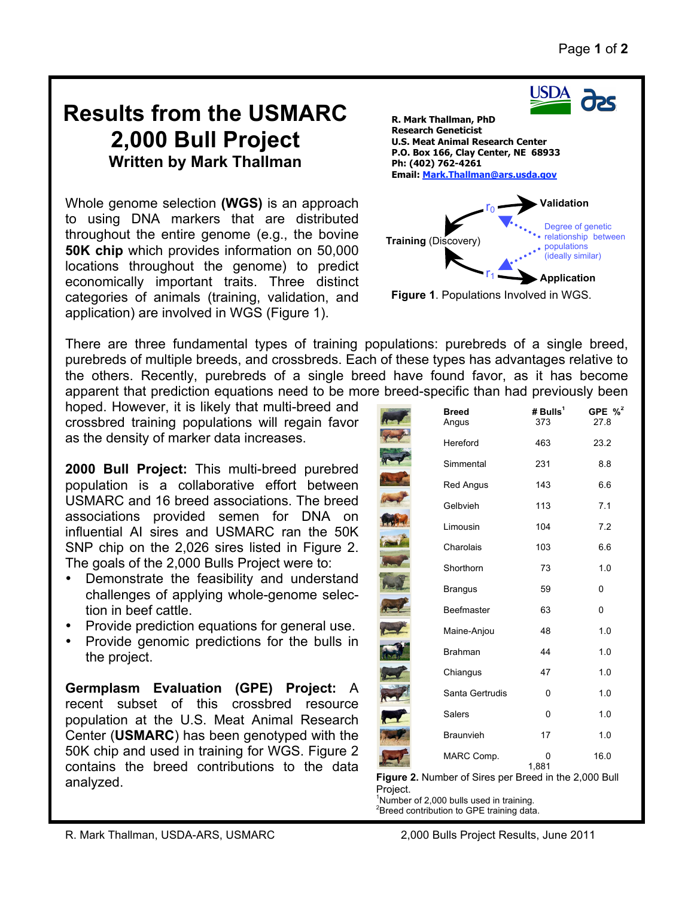# Results from the USMARC 2,000 Bull Project

### Written by Mark Thallman

**R. Mark Thallman, PhD**
**Research Geneticist**
**U.S. Meat Animal Research Center**
**P.O. Box 166, Clay Center, NE 68933**
**Ph: (402) 762-4261**
**Email: Mark.Thallman@ars.usda.gov**

Whole genome selection **(WGS)** is an approach to using DNA markers that are distributed throughout the entire genome (e.g., the bovine **50K chip** which provides information on 50,000 locations throughout the genome) to predict economically important traits. Three distinct categories of animals (training, validation, and application) are involved in WGS (Figure 1).

Training (Discovery) → $r_0$ → Validation

Training (Discovery) → $r_1$ → Application

Degree of genetic relationship between populations (ideally similar)

**Figure 1**. Populations Involved in WGS.

There are three fundamental types of training populations: purebreds of a single breed, purebreds of multiple breeds, and crossbreds. Each of these types has advantages relative to the others. Recently, purebreds of a single breed have found favor, as it has become apparent that prediction equations need to be more breed-specific than had previously been hoped. However, it is likely that multi-breed and crossbred training populations will regain favor as the density of marker data increases.

**2000 Bull Project:** This multi-breed purebred population is a collaborative effort between USMARC and 16 breed associations. The breed associations provided semen for DNA on influential AI sires and USMARC ran the 50K SNP chip on the 2,026 sires listed in Figure 2. The goals of the 2,000 Bulls Project were to:

- Demonstrate the feasibility and understand challenges of applying whole-genome selection in beef cattle.
- Provide prediction equations for general use.
- Provide genomic predictions for the bulls in the project.

**Germplasm Evaluation (GPE) Project:** A recent subset of this crossbred resource population at the U.S. Meat Animal Research Center (**USMARC**) has been genotyped with the 50K chip and used in training for WGS. Figure 2 contains the breed contributions to the data analyzed.

| Breed | # Bulls[1] | GPE %[2] |
|---|---|---|
| Angus | 373 | 27.8 |
| Hereford | 463 | 23.2 |
| Simmental | 231 | 8.8 |
| Red Angus | 143 | 6.6 |
| Gelbvieh | 113 | 7.1 |
| Limousin | 104 | 7.2 |
| Charolais | 103 | 6.6 |
| Shorthorn | 73 | 1.0 |
| Brangus | 59 | 0 |
| Beefmaster | 63 | 0 |
| Maine-Anjou | 48 | 1.0 |
| Brahman | 44 | 1.0 |
| Chiangus | 47 | 1.0 |
| Santa Gertrudis | 0 | 1.0 |
| Salers | 0 | 1.0 |
| Braunvieh | 17 | 1.0 |
| MARC Comp. | 0 | 16.0 |
| | 1,881 | |

**Figure 2.** Number of Sires per Breed in the 2,000 Bull Project.

[1]Number of 2,000 bulls used in training.
[2]Breed contribution to GPE training data.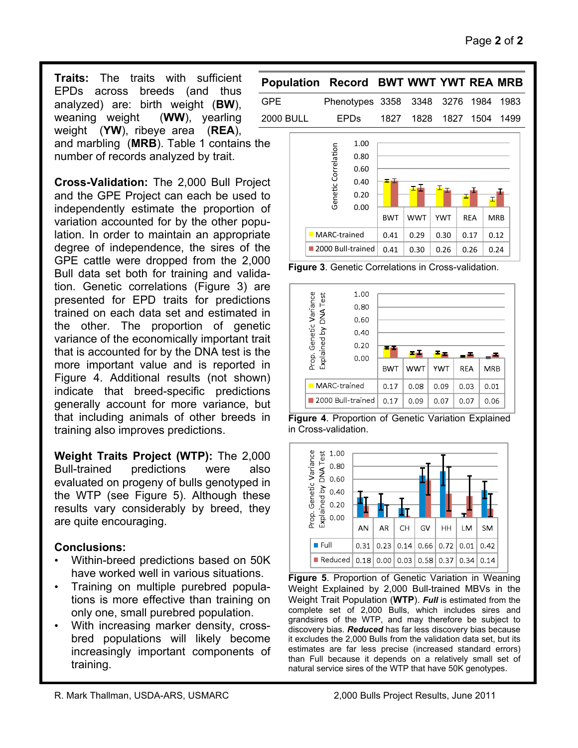**Traits:** The traits with sufficient EPDs across breeds (and thus analyzed) are: birth weight (**BW**), weaning weight (**WW**), yearling weight (**YW**), ribeye area (**REA**), and marbling (**MRB**). Table 1 contains the number of records analyzed by trait.

| Population | Record | BWT | WWT | YWT | REA | MRB |
|---|---|---|---|---|---|---|
| GPE | Phenotypes | 3358 | 3348 | 3276 | 1984 | 1983 |
| 2000 BULL | EPDs | 1827 | 1828 | 1827 | 1504 | 1499 |

**Cross-Validation:** The 2,000 Bull Project and the GPE Project can each be used to independently estimate the proportion of variation accounted for by the other population. In order to maintain an appropriate degree of independence, the sires of the GPE cattle were dropped from the 2,000 Bull data set both for training and validation. Genetic correlations (Figure 3) are presented for EPD traits for predictions trained on each data set and estimated in the other. The proportion of genetic variance of the economically important trait that is accounted for by the DNA test is the more important value and is reported in Figure 4. Additional results (not shown) indicate that breed-specific predictions generally account for more variance, but that including animals of other breeds in training also improves predictions.

Genetic Correlation
1.00
0.80
0.60
0.40
0.20
0.00
BWT WWT YWT REA MRB
MARC-trained 0.41 0.29 0.30 0.17 0.12
2000 Bull-trained 0.41 0.30 0.26 0.26 0.24

**Figure 3**. Genetic Correlations in Cross-validation.

Prop. Genetic Variance Explained by DNA Test
1.00
0.80
0.60
0.40
0.20
0.00
BWT WWT YWT REA MRB
MARC-trained 0.17 0.08 0.09 0.03 0.01
2000 Bull-trained 0.17 0.09 0.07 0.07 0.06

**Figure 4**. Proportion of Genetic Variation Explained in Cross-validation.

**Weight Traits Project (WTP):** The 2,000 Bull-trained predictions were also evaluated on progeny of bulls genotyped in the WTP (see Figure 5). Although these results vary considerably by breed, they are quite encouraging.

Prop. Genetic Variance Explained by DNA Test
1.00
0.80
0.60
0.40
0.20
0.00
AN AR CH GV HH LM SM
Full 0.31 0.23 0.14 0.66 0.72 0.01 0.42
Reduced 0.18 0.00 0.03 0.58 0.37 0.34 0.14

**Figure 5**. Proportion of Genetic Variation in Weaning Weight Explained by 2,000 Bull-trained MBVs in the Weight Trait Population (**WTP**). ***Full*** is estimated from the complete set of 2,000 Bulls, which includes sires and grandsires of the WTP, and may therefore be subject to discovery bias. ***Reduced*** has far less discovery bias because it excludes the 2,000 Bulls from the validation data set, but its estimates are far less precise (increased standard errors) than Full because it depends on a relatively small set of natural service sires of the WTP that have 50K genotypes.

**Conclusions:**

- Within-breed predictions based on 50K have worked well in various situations.
- Training on multiple purebred populations is more effective than training on only one, small purebred population.
- With increasing marker density, crossbred populations will likely become increasingly important components of training.

R. Mark Thallman, USDA-ARS, USMARC — 2,000 Bulls Project Results, June 2011